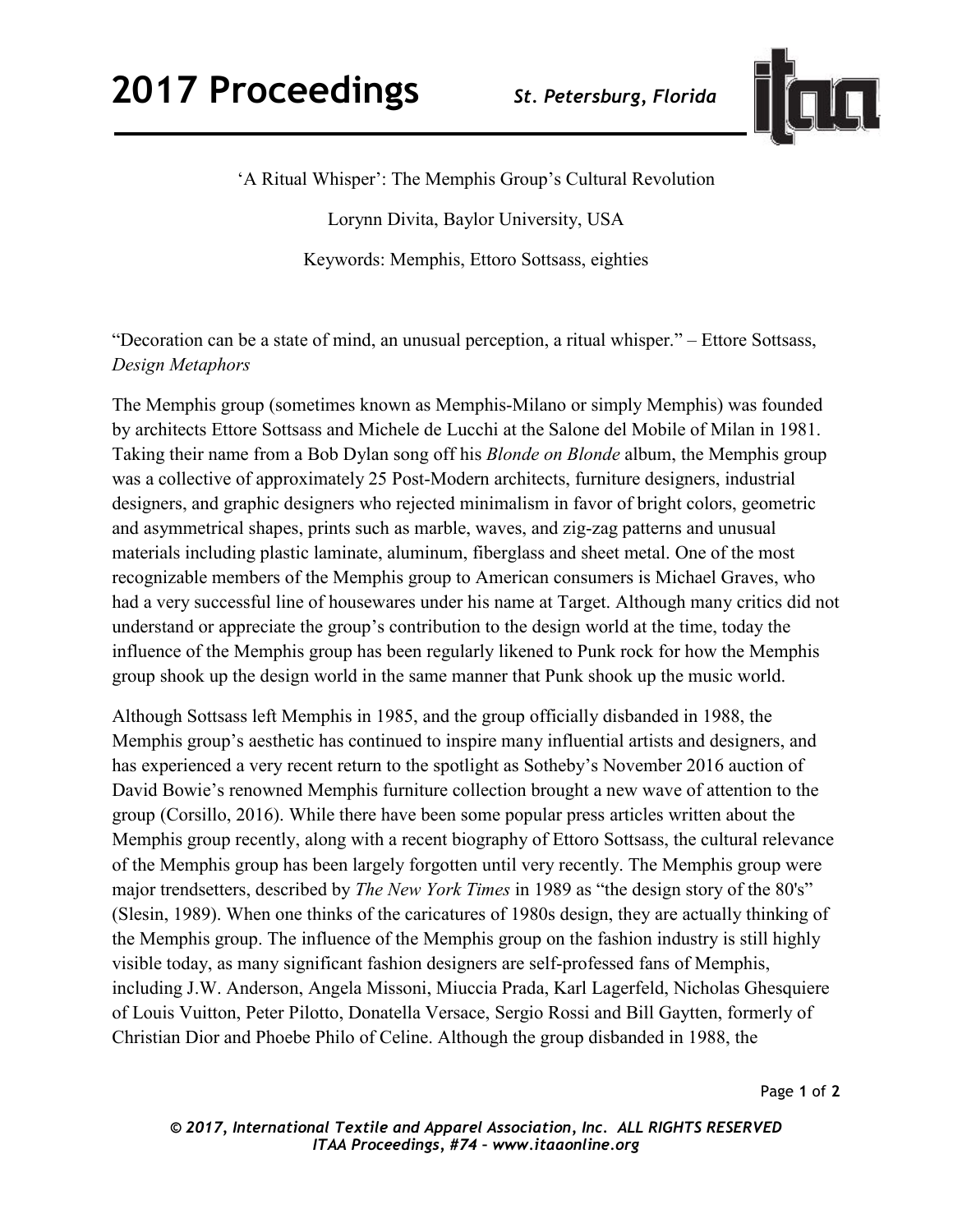'A Ritual Whisper': The Memphis Group's Cultural Revolution

Lorynn Divita, Baylor University, USA

Keywords: Memphis, Ettoro Sottsass, eighties

"Decoration can be a state of mind, an unusual perception, a ritual whisper." – Ettore Sottsass, *Design Metaphors*

The Memphis group (sometimes known as Memphis-Milano or simply Memphis) was founded by architects Ettore Sottsass and Michele de Lucchi at the Salone del Mobile of Milan in 1981. Taking their name from a Bob Dylan song off his *Blonde on Blonde* album, the Memphis group was a collective of approximately 25 Post-Modern architects, furniture designers, industrial designers, and graphic designers who rejected minimalism in favor of bright colors, geometric and asymmetrical shapes, prints such as marble, waves, and zig-zag patterns and unusual materials including plastic laminate, aluminum, fiberglass and sheet metal. One of the most recognizable members of the Memphis group to American consumers is Michael Graves, who had a very successful line of housewares under his name at Target. Although many critics did not understand or appreciate the group's contribution to the design world at the time, today the influence of the Memphis group has been regularly likened to Punk rock for how the Memphis group shook up the design world in the same manner that Punk shook up the music world.

Although Sottsass left Memphis in 1985, and the group officially disbanded in 1988, the Memphis group's aesthetic has continued to inspire many influential artists and designers, and has experienced a very recent return to the spotlight as Sotheby's November 2016 auction of David Bowie's renowned Memphis furniture collection brought a new wave of attention to the group (Corsillo, 2016). While there have been some popular press articles written about the Memphis group recently, along with a recent biography of Ettoro Sottsass, the cultural relevance of the Memphis group has been largely forgotten until very recently. The Memphis group were major trendsetters, described by *The New York Times* in 1989 as "the design story of the 80's" (Slesin, 1989). When one thinks of the caricatures of 1980s design, they are actually thinking of the Memphis group. The influence of the Memphis group on the fashion industry is still highly visible today, as many significant fashion designers are self-professed fans of Memphis, including J.W. Anderson, Angela Missoni, Miuccia Prada, Karl Lagerfeld, Nicholas Ghesquiere of Louis Vuitton, Peter Pilotto, Donatella Versace, Sergio Rossi and Bill Gaytten, formerly of Christian Dior and Phoebe Philo of Celine. Although the group disbanded in 1988, the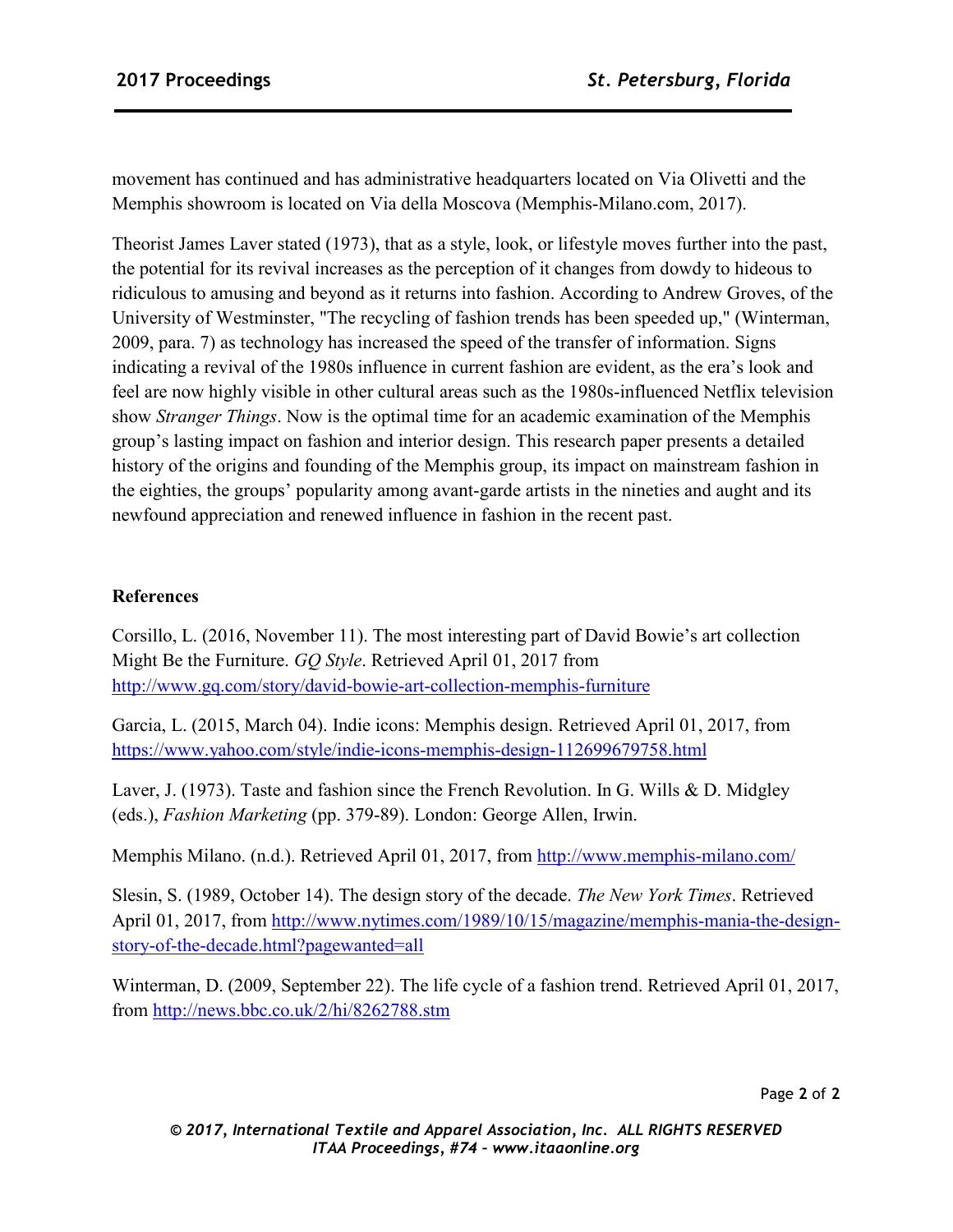movement has continued and has administrative headquarters located on Via Olivetti and the Memphis showroom is located on Via della Moscova (Memphis-Milano.com, 2017).

Theorist James Laver stated (1973), that as a style, look, or lifestyle moves further into the past, the potential for its revival increases as the perception of it changes from dowdy to hideous to ridiculous to amusing and beyond as it returns into fashion. According to Andrew Groves, of the University of Westminster, "The recycling of fashion trends has been speeded up," (Winterman, 2009, para. 7) as technology has increased the speed of the transfer of information. Signs indicating a revival of the 1980s influence in current fashion are evident, as the era's look and feel are now highly visible in other cultural areas such as the 1980s-influenced Netflix television show *Stranger Things*. Now is the optimal time for an academic examination of the Memphis group's lasting impact on fashion and interior design. This research paper presents a detailed history of the origins and founding of the Memphis group, its impact on mainstream fashion in the eighties, the groups' popularity among avant-garde artists in the nineties and aught and its newfound appreciation and renewed influence in fashion in the recent past.

**References**

Corsillo, L. (2016, November 11). The most interesting part of David Bowie's art collection Might Be the Furniture. *GQ Style*. Retrieved April 01, 2017 from http://www.gq.com/story/david-bowie-art-collection-memphis-furniture

Garcia, L. (2015, March 04). Indie icons: Memphis design. Retrieved April 01, 2017, from https://www.yahoo.com/style/indie-icons-memphis-design-112699679758.html

Laver, J. (1973). Taste and fashion since the French Revolution. In G. Wills & D. Midgley (eds.), *Fashion Marketing* (pp. 379-89). London: George Allen, Irwin.

Memphis Milano. (n.d.). Retrieved April 01, 2017, from http://www.memphis-milano.com/

Slesin, S. (1989, October 14). The design story of the decade. *The New York Times*. Retrieved April 01, 2017, from http://www.nytimes.com/1989/10/15/magazine/memphis-mania-the-design-story-of-the-decade.html?pagewanted=all

Winterman, D. (2009, September 22). The life cycle of a fashion trend. Retrieved April 01, 2017, from http://news.bbc.co.uk/2/hi/8262788.stm